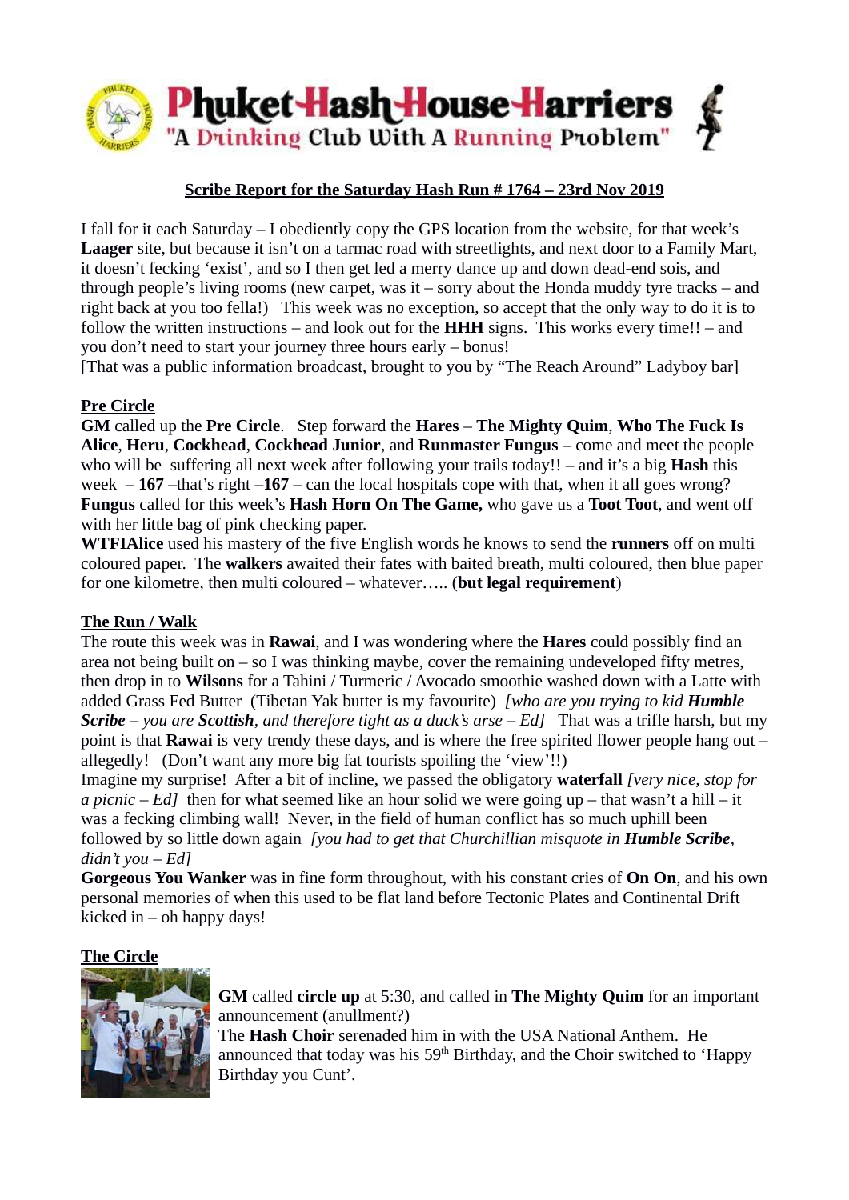# Phuket Hash House Harriers
"A Drinking Club With A Running Problem"

## Scribe Report for the Saturday Hash Run # 1764 – 23rd Nov 2019

I fall for it each Saturday – I obediently copy the GPS location from the website, for that week's **Laager** site, but because it isn't on a tarmac road with streetlights, and next door to a Family Mart, it doesn't fecking 'exist', and so I then get led a merry dance up and down dead-end sois, and through people's living rooms (new carpet, was it – sorry about the Honda muddy tyre tracks – and right back at you too fella!) This week was no exception, so accept that the only way to do it is to follow the written instructions – and look out for the **HHH** signs. This works every time!! – and you don't need to start your journey three hours early – bonus!
[That was a public information broadcast, brought to you by "The Reach Around" Ladyboy bar]

### Pre Circle

**GM** called up the **Pre Circle**. Step forward the **Hares** – **The Mighty Quim**, **Who The Fuck Is Alice**, **Heru**, **Cockhead**, **Cockhead Junior**, and **Runmaster Fungus** – come and meet the people who will be suffering all next week after following your trails today!! – and it's a big **Hash** this week – **167** –that's right –**167** – can the local hospitals cope with that, when it all goes wrong?
**Fungus** called for this week's **Hash Horn On The Game,** who gave us a **Toot Toot**, and went off with her little bag of pink checking paper.
**WTFIAlice** used his mastery of the five English words he knows to send the **runners** off on multi coloured paper. The **walkers** awaited their fates with baited breath, multi coloured, then blue paper for one kilometre, then multi coloured – whatever….. (**but legal requirement**)

### The Run / Walk

The route this week was in **Rawai**, and I was wondering where the **Hares** could possibly find an area not being built on – so I was thinking maybe, cover the remaining undeveloped fifty metres, then drop in to **Wilsons** for a Tahini / Turmeric / Avocado smoothie washed down with a Latte with added Grass Fed Butter (Tibetan Yak butter is my favourite) *[who are you trying to kid **Humble Scribe** – you are **Scottish**, and therefore tight as a duck's arse – Ed]* That was a trifle harsh, but my point is that **Rawai** is very trendy these days, and is where the free spirited flower people hang out – allegedly! (Don't want any more big fat tourists spoiling the 'view'!!)
Imagine my surprise! After a bit of incline, we passed the obligatory **waterfall** *[very nice, stop for a picnic – Ed]* then for what seemed like an hour solid we were going up – that wasn't a hill – it was a fecking climbing wall! Never, in the field of human conflict has so much uphill been followed by so little down again *[you had to get that Churchillian misquote in **Humble Scribe**, didn't you – Ed]*
**Gorgeous You Wanker** was in fine form throughout, with his constant cries of **On On**, and his own personal memories of when this used to be flat land before Tectonic Plates and Continental Drift kicked in – oh happy days!

### The Circle

**GM** called **circle up** at 5:30, and called in **The Mighty Quim** for an important announcement (anullment?)
The **Hash Choir** serenaded him in with the USA National Anthem. He announced that today was his 59th Birthday, and the Choir switched to 'Happy Birthday you Cunt'.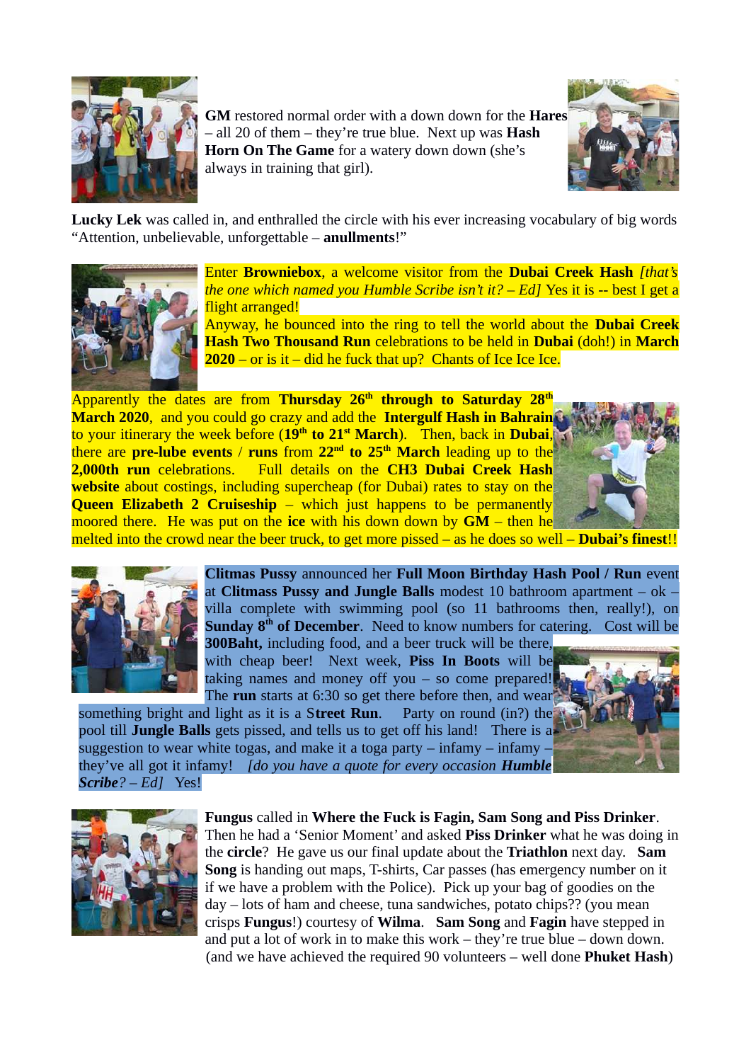**GM** restored normal order with a down down for the **Hares** – all 20 of them – they're true blue. Next up was **Hash Horn On The Game** for a watery down down (she's always in training that girl).

**Lucky Lek** was called in, and enthralled the circle with his ever increasing vocabulary of big words "Attention, unbelievable, unforgettable – **anullments**!"

Enter **Browniebox**, a welcome visitor from the **Dubai Creek Hash** *[that's the one which named you Humble Scribe isn't it? – Ed]* Yes it is -- best I get a flight arranged!

Anyway, he bounced into the ring to tell the world about the **Dubai Creek Hash Two Thousand Run** celebrations to be held in **Dubai** (doh!) in **March 2020** – or is it – did he fuck that up? Chants of Ice Ice Ice.

Apparently the dates are from **Thursday 26th through to Saturday 28th March 2020**, and you could go crazy and add the **Intergulf Hash in Bahrain** to your itinerary the week before (**19th to 21st March**). Then, back in **Dubai**, there are **pre-lube events** / **runs** from **22nd to 25th March** leading up to the **2,000th run** celebrations. Full details on the **CH3 Dubai Creek Hash website** about costings, including supercheap (for Dubai) rates to stay on the **Queen Elizabeth 2 Cruiseship** – which just happens to be permanently moored there. He was put on the **ice** with his down down by **GM** – then he melted into the crowd near the beer truck, to get more pissed – as he does so well – **Dubai's finest**!!

**Clitmas Pussy** announced her **Full Moon Birthday Hash Pool / Run** event at **Clitmass Pussy and Jungle Balls** modest 10 bathroom apartment – ok – villa complete with swimming pool (so 11 bathrooms then, really!), on **Sunday 8th of December**. Need to know numbers for catering. Cost will be **300Baht,** including food, and a beer truck will be there, with cheap beer! Next week, **Piss In Boots** will be taking names and money off you – so come prepared! The **run** starts at 6:30 so get there before then, and wear something bright and light as it is a S**treet Run**. Party on round (in?) the pool till **Jungle Balls** gets pissed, and tells us to get off his land! There is a suggestion to wear white togas, and make it a toga party – infamy – infamy – they've all got it infamy! *[do you have a quote for every occasion **Humble Scribe**? – Ed]* Yes!

**Fungus** called in **Where the Fuck is Fagin, Sam Song and Piss Drinker**. Then he had a 'Senior Moment' and asked **Piss Drinker** what he was doing in the **circle**? He gave us our final update about the **Triathlon** next day. **Sam Song** is handing out maps, T-shirts, Car passes (has emergency number on it if we have a problem with the Police). Pick up your bag of goodies on the day – lots of ham and cheese, tuna sandwiches, potato chips?? (you mean crisps **Fungus**!) courtesy of **Wilma**. **Sam Song** and **Fagin** have stepped in and put a lot of work in to make this work – they're true blue – down down. (and we have achieved the required 90 volunteers – well done **Phuket Hash**)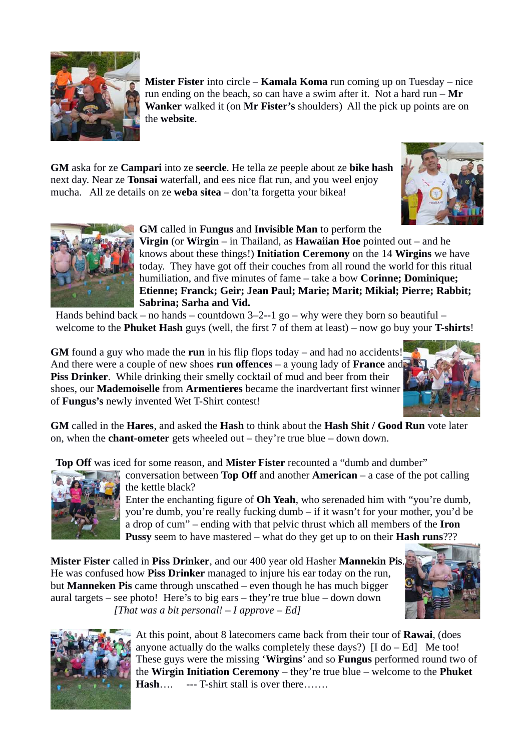**Mister Fister** into circle – **Kamala Koma** run coming up on Tuesday – nice run ending on the beach, so can have a swim after it. Not a hard run – **Mr Wanker** walked it (on **Mr Fister's** shoulders) All the pick up points are on the **website**.

**GM** aska for ze **Campari** into ze **seercle**. He tella ze peeple about ze **bike hash** next day. Near ze **Tonsai** waterfall, and ees nice flat run, and you weel enjoy mucha. All ze details on ze **weba sitea** – don'ta forgetta your bikea!

**GM** called in **Fungus** and **Invisible Man** to perform the **Virgin** (or **Wirgin** – in Thailand, as **Hawaiian Hoe** pointed out – and he knows about these things!) **Initiation Ceremony** on the 14 **Wirgins** we have today. They have got off their couches from all round the world for this ritual humiliation, and five minutes of fame – take a bow **Corinne; Dominique; Etienne; Franck; Geir; Jean Paul; Marie; Marit; Mikial; Pierre; Rabbit; Sabrina; Sarha and Vid.**

Hands behind back – no hands – countdown 3–2--1 go – why were they born so beautiful – welcome to the **Phuket Hash** guys (well, the first 7 of them at least) – now go buy your **T-shirts**!

**GM** found a guy who made the **run** in his flip flops today – and had no accidents! And there were a couple of new shoes **run offences** – a young lady of **France** and **Piss Drinker**. While drinking their smelly cocktail of mud and beer from their shoes, our **Mademoiselle** from **Armentieres** became the inardvertant first winner of **Fungus's** newly invented Wet T-Shirt contest!

**GM** called in the **Hares**, and asked the **Hash** to think about the **Hash Shit / Good Run** vote later on, when the **chant-ometer** gets wheeled out – they're true blue – down down.

**Top Off** was iced for some reason, and **Mister Fister** recounted a "dumb and dumber" conversation between **Top Off** and another **American** – a case of the pot calling the kettle black?

Enter the enchanting figure of **Oh Yeah**, who serenaded him with "you're dumb, you're dumb, you're really fucking dumb – if it wasn't for your mother, you'd be a drop of cum" – ending with that pelvic thrust which all members of the **Iron Pussy** seem to have mastered – what do they get up to on their **Hash runs**???

**Mister Fister** called in **Piss Drinker**, and our 400 year old Hasher **Mannekin Pis**. He was confused how **Piss Drinker** managed to injure his ear today on the run, but **Manneken Pis** came through unscathed – even though he has much bigger aural targets – see photo! Here's to big ears – they're true blue – down down

*[That was a bit personal! – I approve – Ed]*

At this point, about 8 latecomers came back from their tour of **Rawai**, (does anyone actually do the walks completely these days?) [I do – Ed] Me too! These guys were the missing '**Wirgins**' and so **Fungus** performed round two of the **Wirgin Initiation Ceremony** – they're true blue – welcome to the **Phuket Hash**…. --- T-shirt stall is over there…….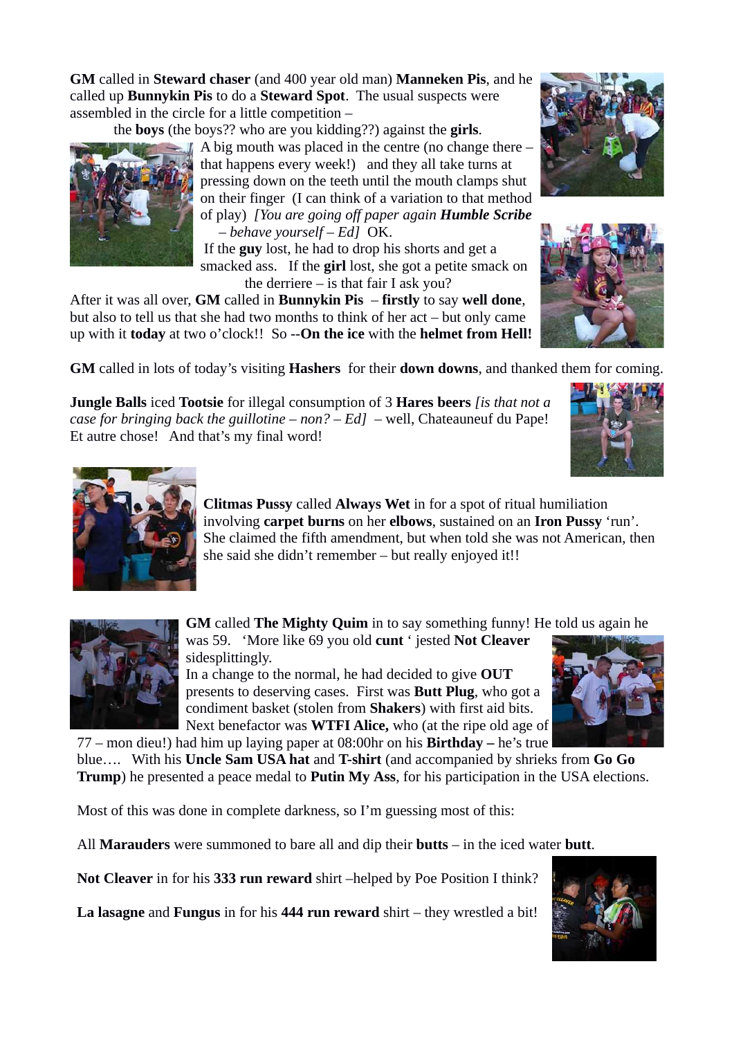**GM** called in **Steward chaser** (and 400 year old man) **Manneken Pis**, and he called up **Bunnykin Pis** to do a **Steward Spot**. The usual suspects were assembled in the circle for a little competition – the **boys** (the boys?? who are you kidding??) against the **girls**.

A big mouth was placed in the centre (no change there – that happens every week!) and they all take turns at pressing down on the teeth until the mouth clamps shut on their finger (I can think of a variation to that method of play) *[You are going off paper again **Humble Scribe** – behave yourself – Ed]* OK.

If the **guy** lost, he had to drop his shorts and get a smacked ass. If the **girl** lost, she got a petite smack on the derriere – is that fair I ask you?

After it was all over, **GM** called in **Bunnykin Pis** – **firstly** to say **well done**, but also to tell us that she had two months to think of her act – but only came up with it **today** at two o'clock!! So --**On the ice** with the **helmet from Hell!**

**GM** called in lots of today's visiting **Hashers** for their **down downs**, and thanked them for coming.

**Jungle Balls** iced **Tootsie** for illegal consumption of 3 **Hares beers** *[is that not a case for bringing back the guillotine – non? – Ed]* – well, Chateauneuf du Pape! Et autre chose! And that's my final word!

**Clitmas Pussy** called **Always Wet** in for a spot of ritual humiliation involving **carpet burns** on her **elbows**, sustained on an **Iron Pussy** 'run'. She claimed the fifth amendment, but when told she was not American, then she said she didn't remember – but really enjoyed it!!

**GM** called **The Mighty Quim** in to say something funny! He told us again he was 59. 'More like 69 you old **cunt** ' jested **Not Cleaver** sidesplittingly.

In a change to the normal, he had decided to give **OUT** presents to deserving cases. First was **Butt Plug**, who got a condiment basket (stolen from **Shakers**) with first aid bits. Next benefactor was **WTFI Alice,** who (at the ripe old age of 77 – mon dieu!) had him up laying paper at 08:00hr on his **Birthday –** he's true blue…. With his **Uncle Sam USA hat** and **T-shirt** (and accompanied by shrieks from **Go Go Trump**) he presented a peace medal to **Putin My Ass**, for his participation in the USA elections.

Most of this was done in complete darkness, so I'm guessing most of this:

All **Marauders** were summoned to bare all and dip their **butts** – in the iced water **butt**.

**Not Cleaver** in for his **333 run reward** shirt –helped by Poe Position I think?

**La lasagne** and **Fungus** in for his **444 run reward** shirt – they wrestled a bit!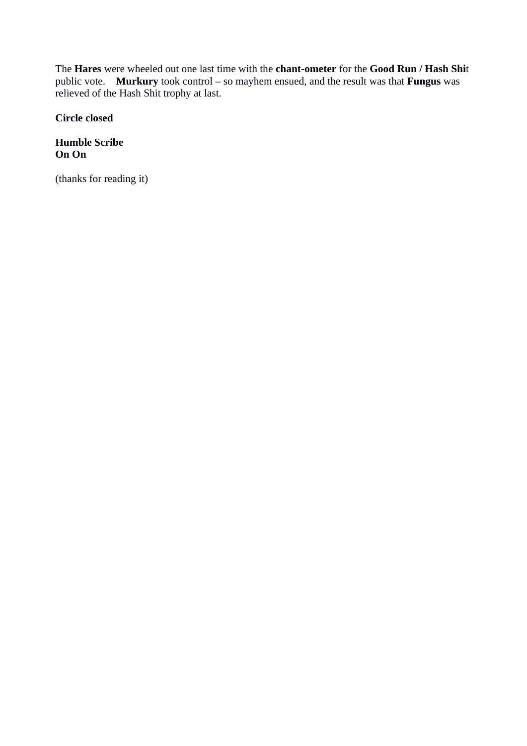The **Hares** were wheeled out one last time with the **chant-ometer** for the **Good Run / Hash Shi**t public vote.    **Murkury** took control – so mayhem ensued, and the result was that **Fungus** was relieved of the Hash Shit trophy at last.

**Circle closed**

**Humble Scribe**
**On On**

(thanks for reading it)